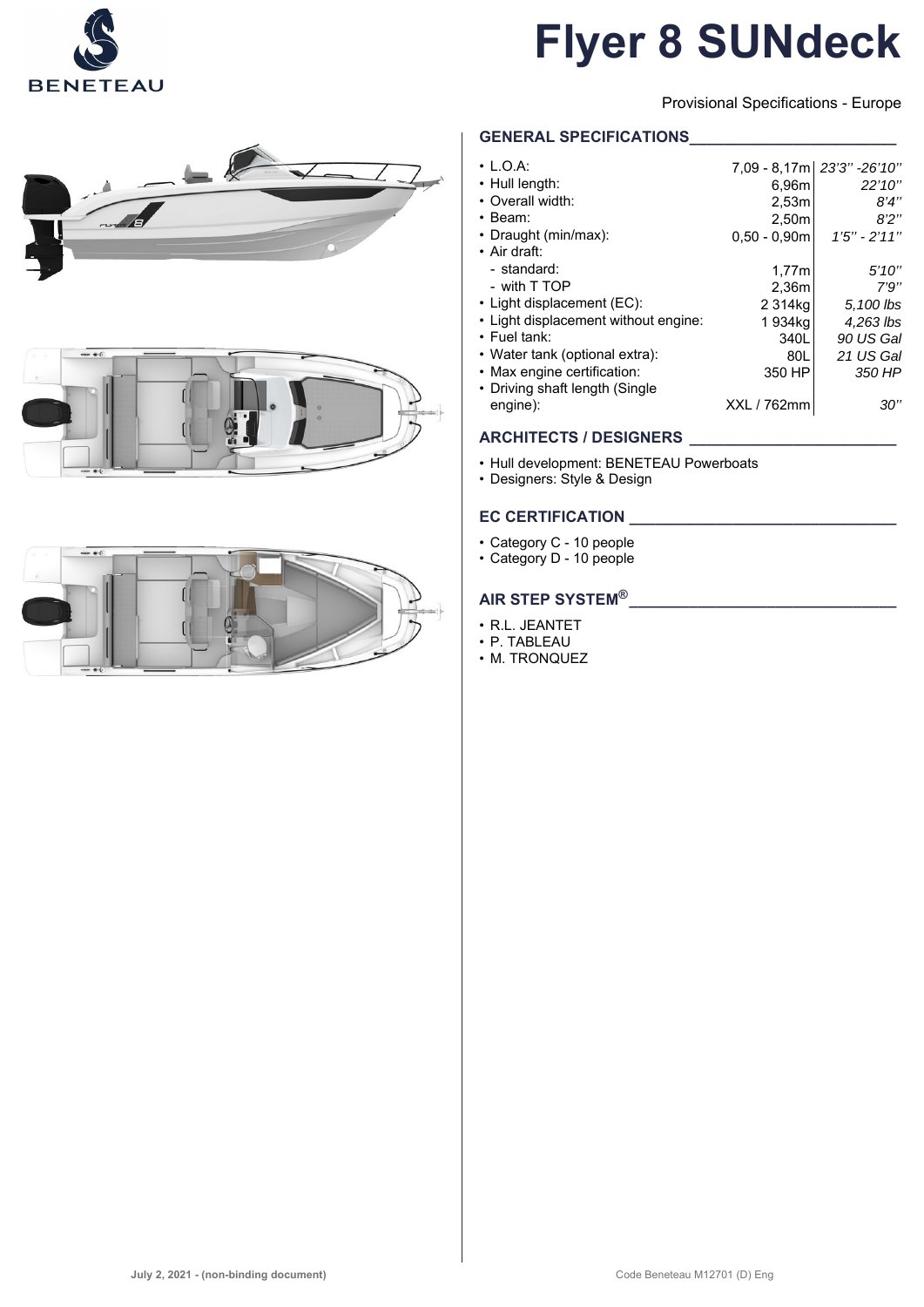BENETEAU

# Flyer 8 SUNdeck

Provisional Specifications - Europe

## GENERAL SPECIFICATIONS

| | | |
|---|---|---|
| • L.O.A: | 7,09 - 8,17m | *23'3'' -26'10''* |
| • Hull length: | 6,96m | *22'10''* |
| • Overall width: | 2,53m | *8'4''* |
| • Beam: | 2,50m | *8'2''* |
| • Draught (min/max): | 0,50 - 0,90m | *1'5'' - 2'11''* |
| • Air draft: | | |
| - standard: | 1,77m | *5'10''* |
| - with T TOP | 2,36m | *7'9''* |
| • Light displacement (EC): | 2 314kg | *5,100 lbs* |
| • Light displacement without engine: | 1 934kg | *4,263 lbs* |
| • Fuel tank: | 340L | *90 US Gal* |
| • Water tank (optional extra): | 80L | *21 US Gal* |
| • Max engine certification: | 350 HP | *350 HP* |
| • Driving shaft length (Single engine): | XXL / 762mm | *30''* |

## ARCHITECTS / DESIGNERS

- Hull development: BENETEAU Powerboats
- Designers: Style & Design

## EC CERTIFICATION

- Category C - 10 people
- Category D - 10 people

## AIR STEP SYSTEM®

- R.L. JEANTET
- P. TABLEAU
- M. TRONQUEZ

July 2, 2021 - (non-binding document)

Code Beneteau M12701 (D) Eng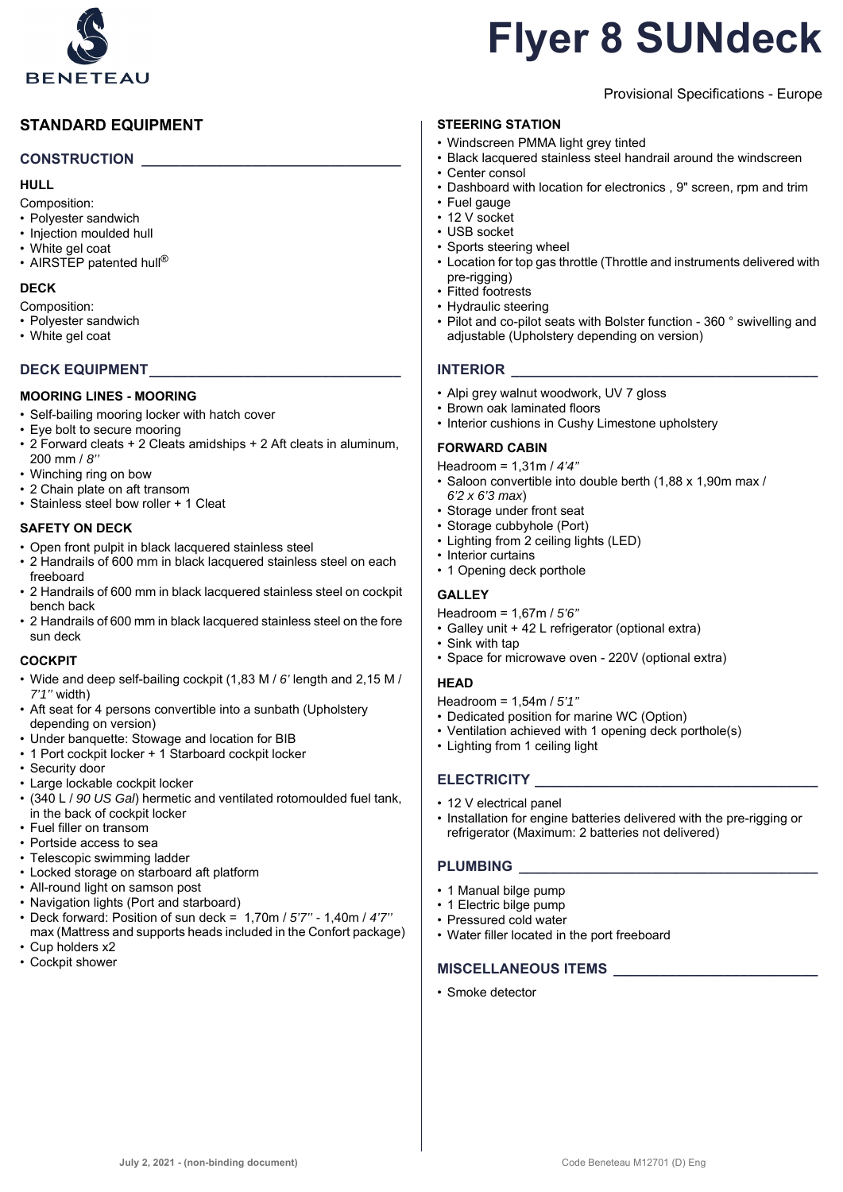# Flyer 8 SUNdeck

Provisional Specifications - Europe

## STANDARD EQUIPMENT

## CONSTRUCTION

### HULL

Composition:
- Polyester sandwich
- Injection moulded hull
- White gel coat
- AIRSTEP patented hull®

### DECK

Composition:
- Polyester sandwich
- White gel coat

## DECK EQUIPMENT

### MOORING LINES - MOORING

- Self-bailing mooring locker with hatch cover
- Eye bolt to secure mooring
- 2 Forward cleats + 2 Cleats amidships + 2 Aft cleats in aluminum, 200 mm / *8''*
- Winching ring on bow
- 2 Chain plate on aft transom
- Stainless steel bow roller + 1 Cleat

### SAFETY ON DECK

- Open front pulpit in black lacquered stainless steel
- 2 Handrails of 600 mm in black lacquered stainless steel on each freeboard
- 2 Handrails of 600 mm in black lacquered stainless steel on cockpit bench back
- 2 Handrails of 600 mm in black lacquered stainless steel on the fore sun deck

### COCKPIT

- Wide and deep self-bailing cockpit (1,83 M / *6'* length and 2,15 M / *7'1''* width)
- Aft seat for 4 persons convertible into a sunbath (Upholstery depending on version)
- Under banquette: Stowage and location for BIB
- 1 Port cockpit locker + 1 Starboard cockpit locker
- Security door
- Large lockable cockpit locker
- (340 L / *90 US Gal*) hermetic and ventilated rotomoulded fuel tank, in the back of cockpit locker
- Fuel filler on transom
- Portside access to sea
- Telescopic swimming ladder
- Locked storage on starboard aft platform
- All-round light on samson post
- Navigation lights (Port and starboard)
- Deck forward: Position of sun deck = 1,70m / *5'7''* - 1,40m / *4'7''* max (Mattress and supports heads included in the Confort package)
- Cup holders x2
- Cockpit shower

### STEERING STATION

- Windscreen PMMA light grey tinted
- Black lacquered stainless steel handrail around the windscreen
- Center consol
- Dashboard with location for electronics , 9" screen, rpm and trim
- Fuel gauge
- 12 V socket
- USB socket
- Sports steering wheel
- Location for top gas throttle (Throttle and instruments delivered with pre-rigging)
- Fitted footrests
- Hydraulic steering
- Pilot and co-pilot seats with Bolster function - 360 ° swivelling and adjustable (Upholstery depending on version)

## INTERIOR

- Alpi grey walnut woodwork, UV 7 gloss
- Brown oak laminated floors
- Interior cushions in Cushy Limestone upholstery

### FORWARD CABIN

Headroom = 1,31m / *4'4"*
- Saloon convertible into double berth (1,88 x 1,90m max / *6'2 x 6'3 max*)
- Storage under front seat
- Storage cubbyhole (Port)
- Lighting from 2 ceiling lights (LED)
- Interior curtains
- 1 Opening deck porthole

### GALLEY

Headroom = 1,67m / *5'6"*
- Galley unit + 42 L refrigerator (optional extra)
- Sink with tap
- Space for microwave oven - 220V (optional extra)

### HEAD

Headroom = 1,54m / *5'1"*
- Dedicated position for marine WC (Option)
- Ventilation achieved with 1 opening deck porthole(s)
- Lighting from 1 ceiling light

## ELECTRICITY

- 12 V electrical panel
- Installation for engine batteries delivered with the pre-rigging or refrigerator (Maximum: 2 batteries not delivered)

## PLUMBING

- 1 Manual bilge pump
- 1 Electric bilge pump
- Pressured cold water
- Water filler located in the port freeboard

## MISCELLANEOUS ITEMS

- Smoke detector

July 2, 2021 - (non-binding document) Code Beneteau M12701 (D) Eng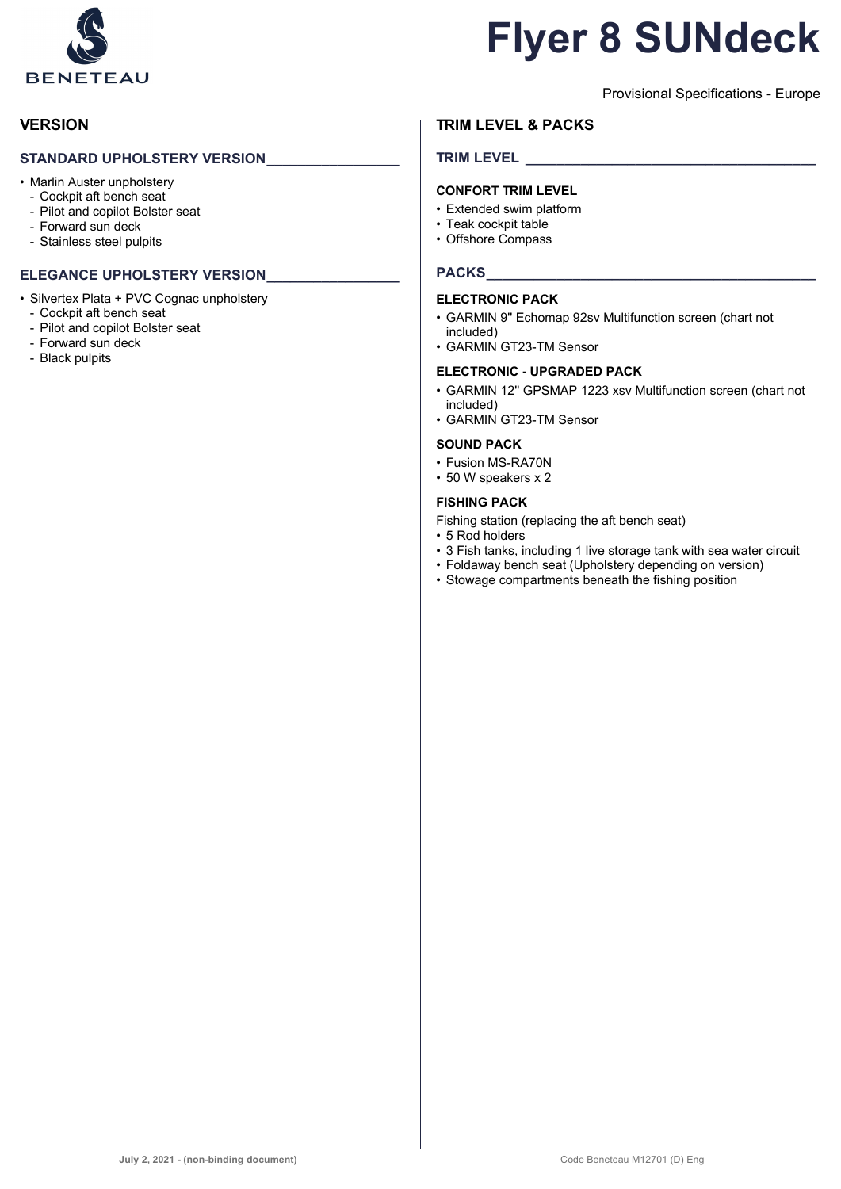# Flyer 8 SUNdeck

Provisional Specifications - Europe

## VERSION

### STANDARD UPHOLSTERY VERSION

- Marlin Auster unpholstery
  - Cockpit aft bench seat
  - Pilot and copilot Bolster seat
  - Forward sun deck
  - Stainless steel pulpits

### ELEGANCE UPHOLSTERY VERSION

- Silvertex Plata + PVC Cognac unpholstery
  - Cockpit aft bench seat
  - Pilot and copilot Bolster seat
  - Forward sun deck
  - Black pulpits

## TRIM LEVEL & PACKS

### TRIM LEVEL

#### CONFORT TRIM LEVEL

- Extended swim platform
- Teak cockpit table
- Offshore Compass

### PACKS

#### ELECTRONIC PACK

- GARMIN 9'' Echomap 92sv Multifunction screen (chart not included)
- GARMIN GT23-TM Sensor

#### ELECTRONIC - UPGRADED PACK

- GARMIN 12'' GPSMAP 1223 xsv Multifunction screen (chart not included)
- GARMIN GT23-TM Sensor

#### SOUND PACK

- Fusion MS-RA70N
- 50 W speakers x 2

#### FISHING PACK

Fishing station (replacing the aft bench seat)

- 5 Rod holders
- 3 Fish tanks, including 1 live storage tank with sea water circuit
- Foldaway bench seat (Upholstery depending on version)
- Stowage compartments beneath the fishing position

July 2, 2021 - (non-binding document)

Code Beneteau M12701 (D) Eng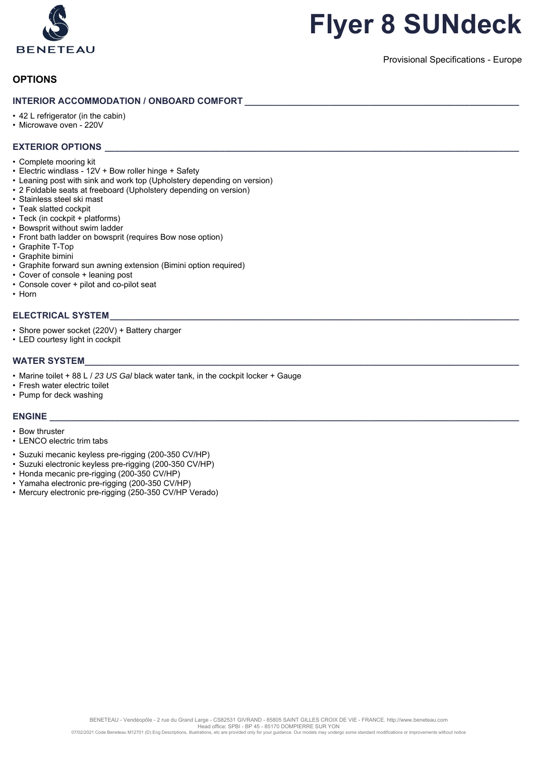# Flyer 8 SUNdeck

Provisional Specifications - Europe

## OPTIONS

### INTERIOR ACCOMMODATION / ONBOARD COMFORT

- 42 L refrigerator (in the cabin)
- Microwave oven - 220V

### EXTERIOR OPTIONS

- Complete mooring kit
- Electric windlass - 12V + Bow roller hinge + Safety
- Leaning post with sink and work top (Upholstery depending on version)
- 2 Foldable seats at freeboard (Upholstery depending on version)
- Stainless steel ski mast
- Teak slatted cockpit
- Teck (in cockpit + platforms)
- Bowsprit without swim ladder
- Front bath ladder on bowsprit (requires Bow nose option)
- Graphite T-Top
- Graphite bimini
- Graphite forward sun awning extension (Bimini option required)
- Cover of console + leaning post
- Console cover + pilot and co-pilot seat
- Horn

### ELECTRICAL SYSTEM

- Shore power socket (220V) + Battery charger
- LED courtesy light in cockpit

### WATER SYSTEM

- Marine toilet + 88 L / *23 US Gal* black water tank, in the cockpit locker + Gauge
- Fresh water electric toilet
- Pump for deck washing

### ENGINE

- Bow thruster
- LENCO electric trim tabs

- Suzuki mecanic keyless pre-rigging (200-350 CV/HP)
- Suzuki electronic keyless pre-rigging (200-350 CV/HP)
- Honda mecanic pre-rigging (200-350 CV/HP)
- Yamaha electronic pre-rigging (200-350 CV/HP)
- Mercury electronic pre-rigging (250-350 CV/HP Verado)